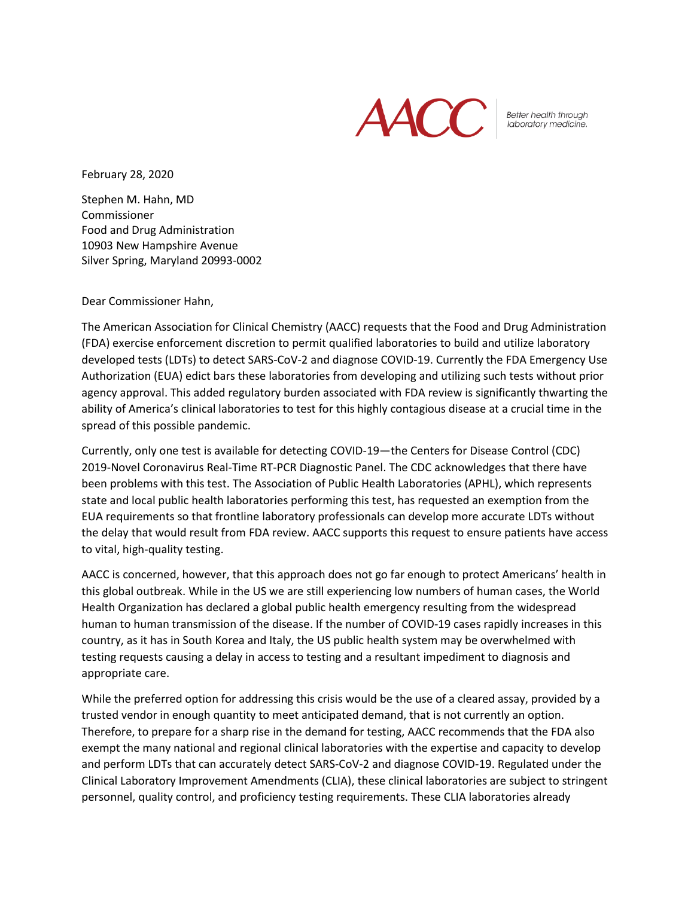AACC | Better health through laboratory medicine.

February 28, 2020

Stephen M. Hahn, MD
Commissioner
Food and Drug Administration
10903 New Hampshire Avenue
Silver Spring, Maryland 20993-0002

Dear Commissioner Hahn,

The American Association for Clinical Chemistry (AACC) requests that the Food and Drug Administration (FDA) exercise enforcement discretion to permit qualified laboratories to build and utilize laboratory developed tests (LDTs) to detect SARS-CoV-2 and diagnose COVID-19. Currently the FDA Emergency Use Authorization (EUA) edict bars these laboratories from developing and utilizing such tests without prior agency approval. This added regulatory burden associated with FDA review is significantly thwarting the ability of America's clinical laboratories to test for this highly contagious disease at a crucial time in the spread of this possible pandemic.

Currently, only one test is available for detecting COVID-19—the Centers for Disease Control (CDC) 2019-Novel Coronavirus Real-Time RT-PCR Diagnostic Panel. The CDC acknowledges that there have been problems with this test. The Association of Public Health Laboratories (APHL), which represents state and local public health laboratories performing this test, has requested an exemption from the EUA requirements so that frontline laboratory professionals can develop more accurate LDTs without the delay that would result from FDA review. AACC supports this request to ensure patients have access to vital, high-quality testing.

AACC is concerned, however, that this approach does not go far enough to protect Americans' health in this global outbreak. While in the US we are still experiencing low numbers of human cases, the World Health Organization has declared a global public health emergency resulting from the widespread human to human transmission of the disease. If the number of COVID-19 cases rapidly increases in this country, as it has in South Korea and Italy, the US public health system may be overwhelmed with testing requests causing a delay in access to testing and a resultant impediment to diagnosis and appropriate care.

While the preferred option for addressing this crisis would be the use of a cleared assay, provided by a trusted vendor in enough quantity to meet anticipated demand, that is not currently an option. Therefore, to prepare for a sharp rise in the demand for testing, AACC recommends that the FDA also exempt the many national and regional clinical laboratories with the expertise and capacity to develop and perform LDTs that can accurately detect SARS-CoV-2 and diagnose COVID-19. Regulated under the Clinical Laboratory Improvement Amendments (CLIA), these clinical laboratories are subject to stringent personnel, quality control, and proficiency testing requirements. These CLIA laboratories already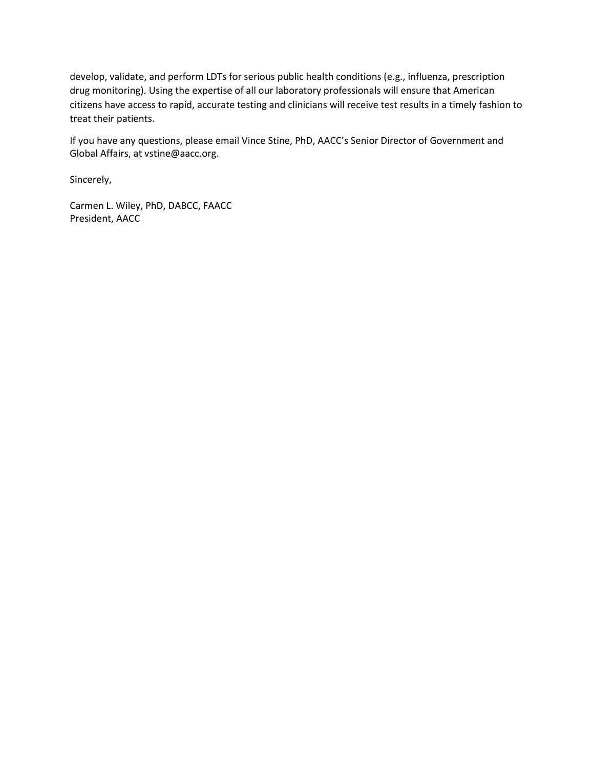develop, validate, and perform LDTs for serious public health conditions (e.g., influenza, prescription drug monitoring). Using the expertise of all our laboratory professionals will ensure that American citizens have access to rapid, accurate testing and clinicians will receive test results in a timely fashion to treat their patients.

If you have any questions, please email Vince Stine, PhD, AACC's Senior Director of Government and Global Affairs, at vstine@aacc.org.

Sincerely,

Carmen L. Wiley, PhD, DABCC, FAACC
President, AACC